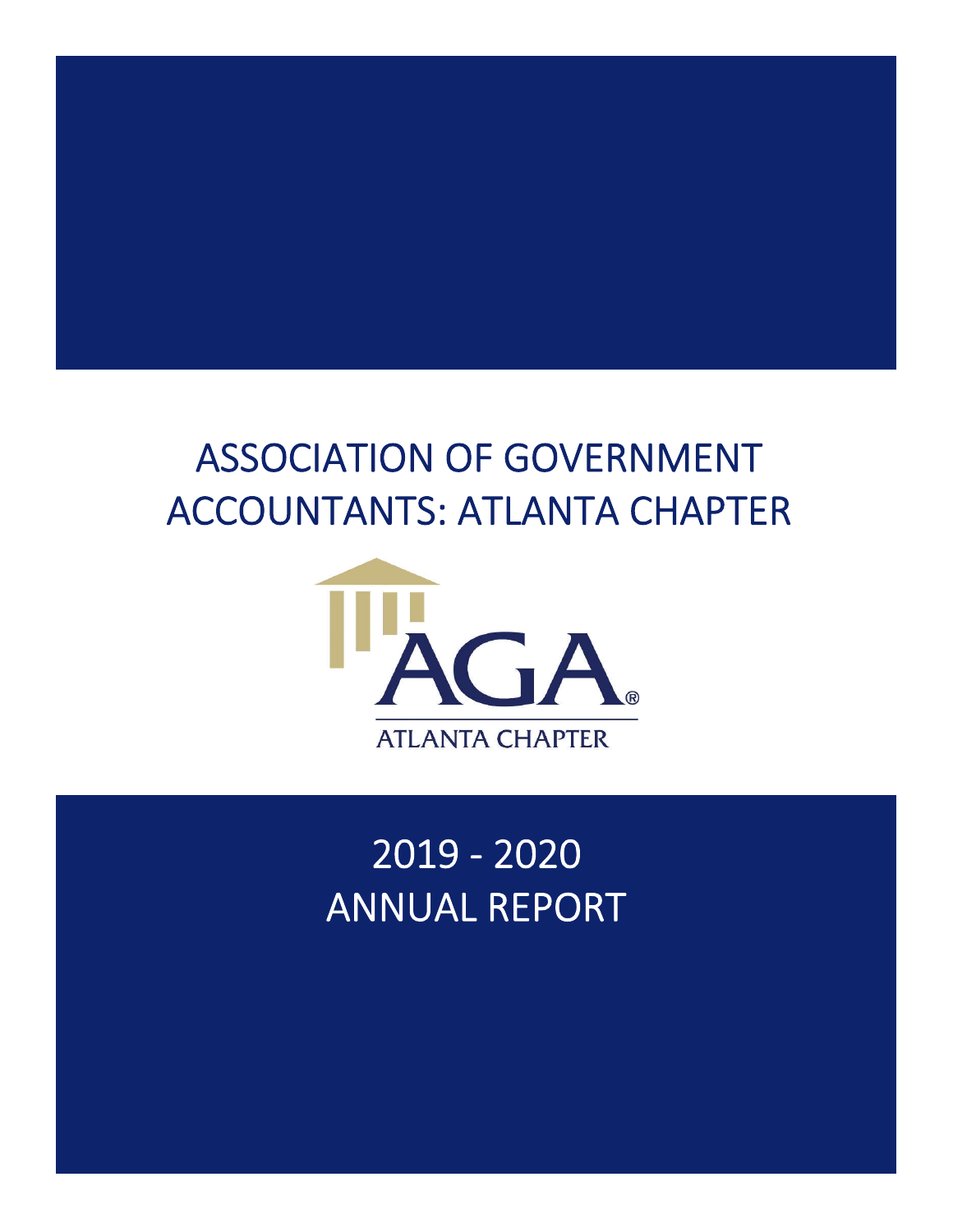# ASSOCIATION OF GOVERNMENT ACCOUNTANTS: ATLANTA CHAPTER

AGA®

ATLANTA CHAPTER

## 2019 - 2020
## ANNUAL REPORT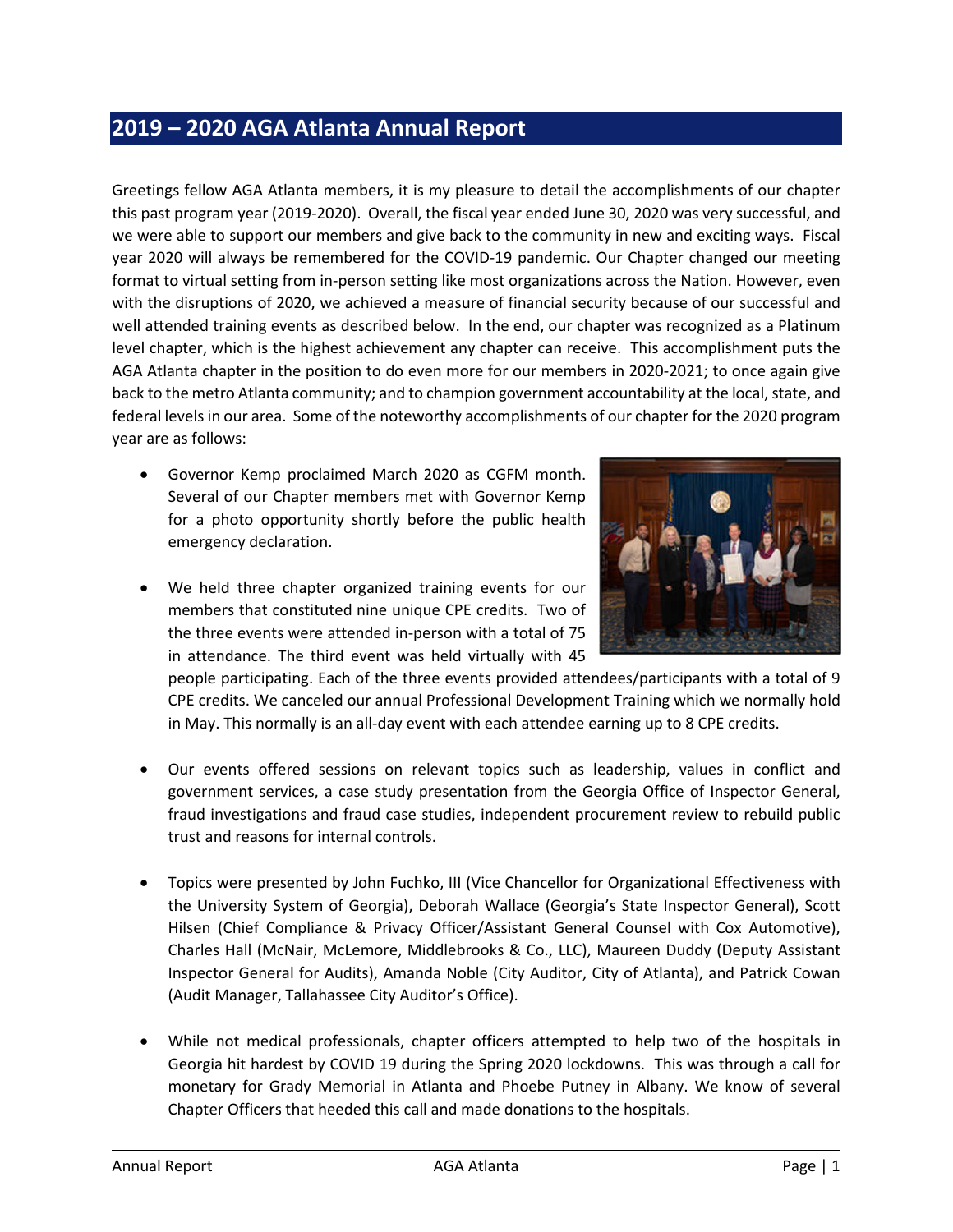## 2019 – 2020 AGA Atlanta Annual Report

Greetings fellow AGA Atlanta members, it is my pleasure to detail the accomplishments of our chapter this past program year (2019-2020). Overall, the fiscal year ended June 30, 2020 was very successful, and we were able to support our members and give back to the community in new and exciting ways. Fiscal year 2020 will always be remembered for the COVID-19 pandemic. Our Chapter changed our meeting format to virtual setting from in-person setting like most organizations across the Nation. However, even with the disruptions of 2020, we achieved a measure of financial security because of our successful and well attended training events as described below. In the end, our chapter was recognized as a Platinum level chapter, which is the highest achievement any chapter can receive. This accomplishment puts the AGA Atlanta chapter in the position to do even more for our members in 2020-2021; to once again give back to the metro Atlanta community; and to champion government accountability at the local, state, and federal levels in our area. Some of the noteworthy accomplishments of our chapter for the 2020 program year are as follows:

- Governor Kemp proclaimed March 2020 as CGFM month. Several of our Chapter members met with Governor Kemp for a photo opportunity shortly before the public health emergency declaration.

- We held three chapter organized training events for our members that constituted nine unique CPE credits. Two of the three events were attended in-person with a total of 75 in attendance. The third event was held virtually with 45 people participating. Each of the three events provided attendees/participants with a total of 9 CPE credits. We canceled our annual Professional Development Training which we normally hold in May. This normally is an all-day event with each attendee earning up to 8 CPE credits.

- Our events offered sessions on relevant topics such as leadership, values in conflict and government services, a case study presentation from the Georgia Office of Inspector General, fraud investigations and fraud case studies, independent procurement review to rebuild public trust and reasons for internal controls.

- Topics were presented by John Fuchko, III (Vice Chancellor for Organizational Effectiveness with the University System of Georgia), Deborah Wallace (Georgia's State Inspector General), Scott Hilsen (Chief Compliance & Privacy Officer/Assistant General Counsel with Cox Automotive), Charles Hall (McNair, McLemore, Middlebrooks & Co., LLC), Maureen Duddy (Deputy Assistant Inspector General for Audits), Amanda Noble (City Auditor, City of Atlanta), and Patrick Cowan (Audit Manager, Tallahassee City Auditor's Office).

- While not medical professionals, chapter officers attempted to help two of the hospitals in Georgia hit hardest by COVID 19 during the Spring 2020 lockdowns. This was through a call for monetary for Grady Memorial in Atlanta and Phoebe Putney in Albany. We know of several Chapter Officers that heeded this call and made donations to the hospitals.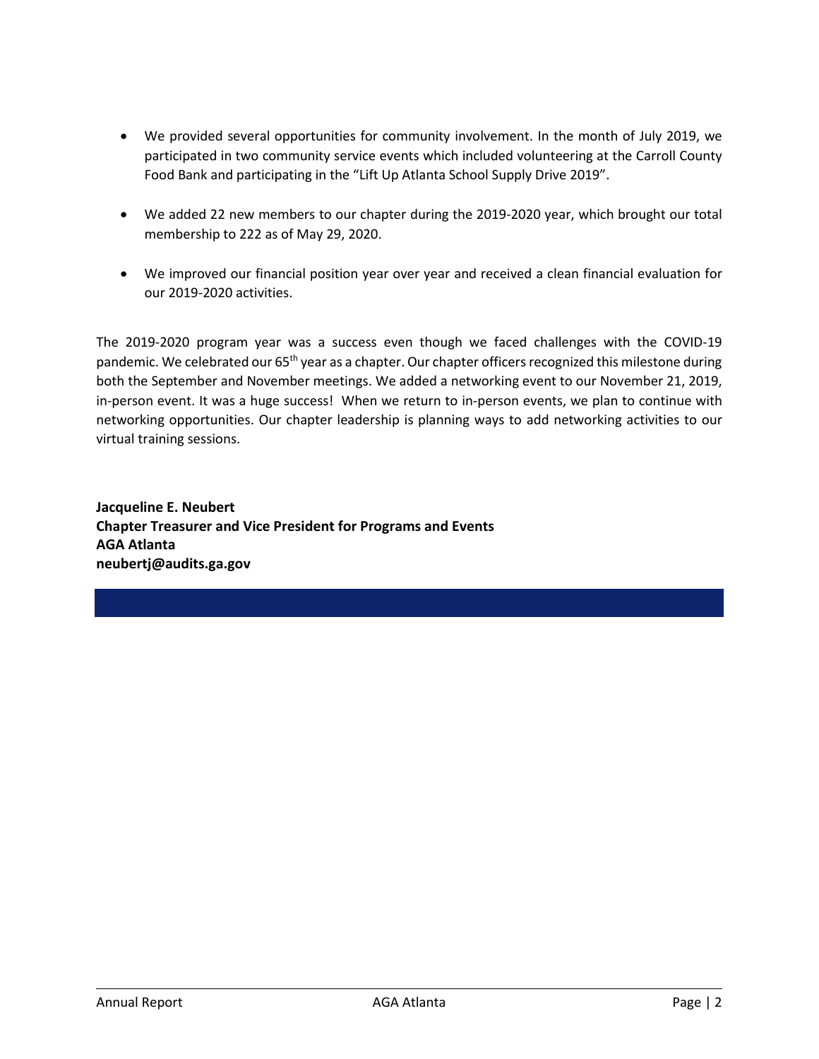- We provided several opportunities for community involvement. In the month of July 2019, we participated in two community service events which included volunteering at the Carroll County Food Bank and participating in the "Lift Up Atlanta School Supply Drive 2019".
- We added 22 new members to our chapter during the 2019-2020 year, which brought our total membership to 222 as of May 29, 2020.
- We improved our financial position year over year and received a clean financial evaluation for our 2019-2020 activities.

The 2019-2020 program year was a success even though we faced challenges with the COVID-19 pandemic. We celebrated our 65th year as a chapter. Our chapter officers recognized this milestone during both the September and November meetings. We added a networking event to our November 21, 2019, in-person event. It was a huge success! When we return to in-person events, we plan to continue with networking opportunities. Our chapter leadership is planning ways to add networking activities to our virtual training sessions.

**Jacqueline E. Neubert**
**Chapter Treasurer and Vice President for Programs and Events**
**AGA Atlanta**
**neubertj@audits.ga.gov**